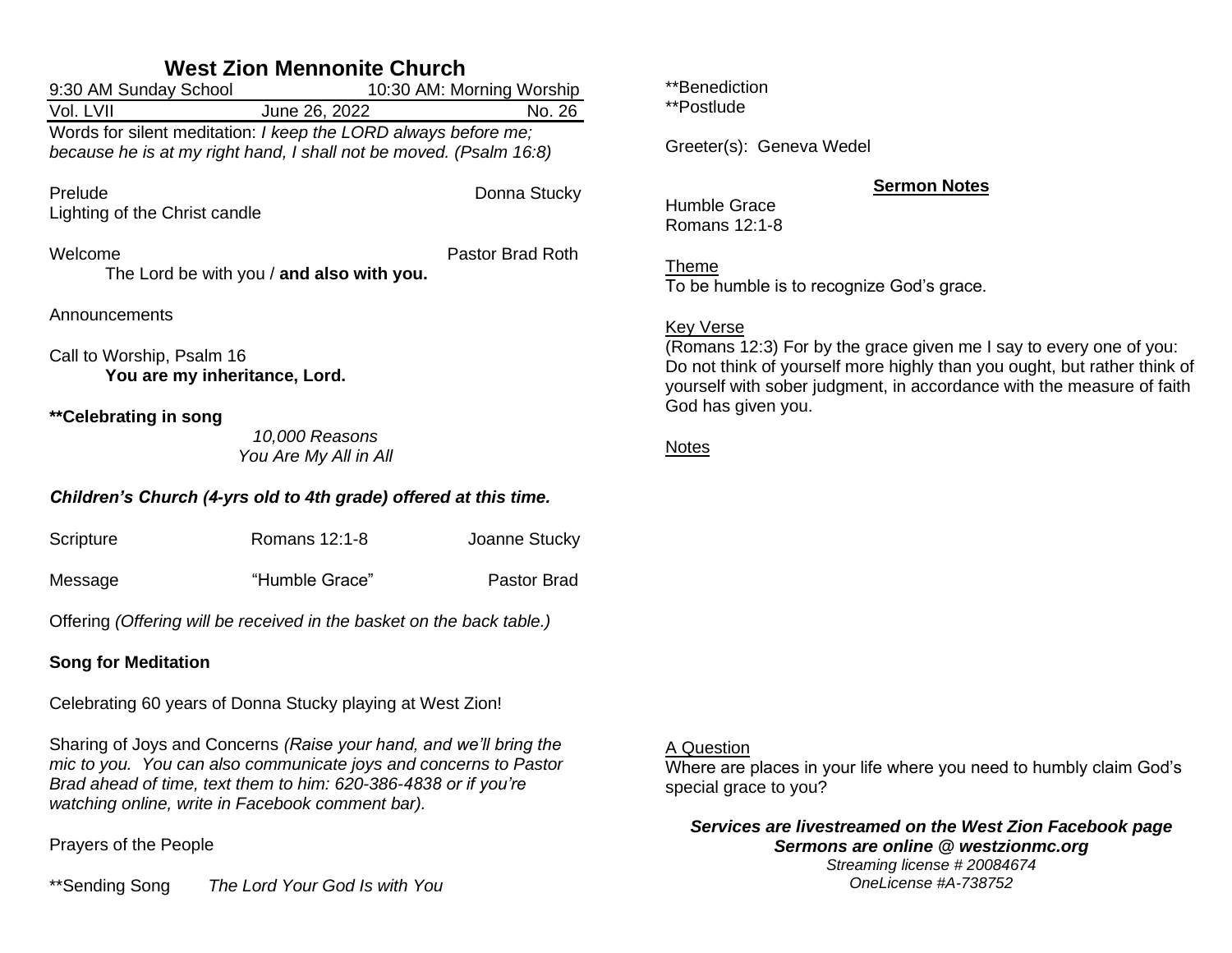# West Zion Mennonite Church

9:30 AM Sunday School 10:30 AM: Morning Worship

Vol. LVII June 26, 2022 No. 26

Words for silent meditation: *I keep the LORD always before me; because he is at my right hand, I shall not be moved. (Psalm 16:8)*

Prelude Donna Stucky

Lighting of the Christ candle

Welcome Pastor Brad Roth

The Lord be with you / **and also with you.**

Announcements

Call to Worship, Psalm 16

**You are my inheritance, Lord.**

**\*\*Celebrating in song**

*10,000 Reasons*

*You Are My All in All*

***Children's Church (4-yrs old to 4th grade) offered at this time.***

Scripture Romans 12:1-8 Joanne Stucky

Message "Humble Grace" Pastor Brad

Offering *(Offering will be received in the basket on the back table.)*

**Song for Meditation**

Celebrating 60 years of Donna Stucky playing at West Zion!

Sharing of Joys and Concerns *(Raise your hand, and we'll bring the mic to you. You can also communicate joys and concerns to Pastor Brad ahead of time, text them to him: 620-386-4838 or if you're watching online, write in Facebook comment bar).*

Prayers of the People

\*\*Sending Song *The Lord Your God Is with You*

\*\*Benediction

\*\*Postlude

Greeter(s): Geneva Wedel

## Sermon Notes

Humble Grace

Romans 12:1-8

Theme

To be humble is to recognize God's grace.

Key Verse

(Romans 12:3) For by the grace given me I say to every one of you: Do not think of yourself more highly than you ought, but rather think of yourself with sober judgment, in accordance with the measure of faith God has given you.

Notes

A Question

Where are places in your life where you need to humbly claim God's special grace to you?

***Services are livestreamed on the West Zion Facebook page***

***Sermons are online @ westzionmc.org***

*Streaming license # 20084674*

*OneLicense #A-738752*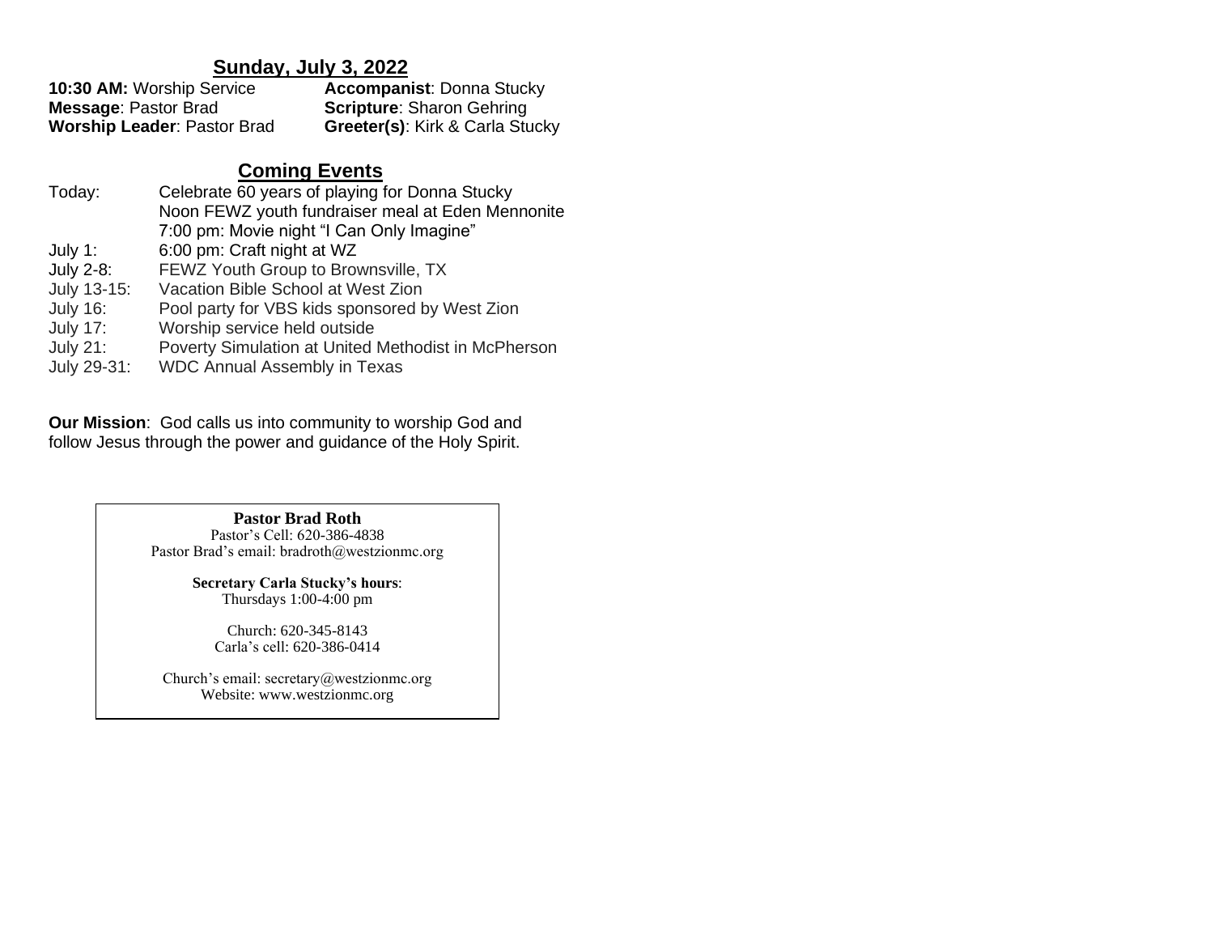## Sunday, July 3, 2022

**10:30 AM:** Worship Service
**Message**: Pastor Brad
**Worship Leader**: Pastor Brad
**Accompanist**: Donna Stucky
**Scripture**: Sharon Gehring
**Greeter(s)**: Kirk & Carla Stucky

## Coming Events

| | |
|---|---|
| Today: | Celebrate 60 years of playing for Donna Stucky |
| | Noon FEWZ youth fundraiser meal at Eden Mennonite |
| | 7:00 pm: Movie night "I Can Only Imagine" |
| July 1: | 6:00 pm: Craft night at WZ |
| July 2-8: | FEWZ Youth Group to Brownsville, TX |
| July 13-15: | Vacation Bible School at West Zion |
| July 16: | Pool party for VBS kids sponsored by West Zion |
| July 17: | Worship service held outside |
| July 21: | Poverty Simulation at United Methodist in McPherson |
| July 29-31: | WDC Annual Assembly in Texas |

**Our Mission**: God calls us into community to worship God and follow Jesus through the power and guidance of the Holy Spirit.

**Pastor Brad Roth**
Pastor's Cell: 620-386-4838
Pastor Brad's email: bradroth@westzionmc.org

**Secretary Carla Stucky's hours**:
Thursdays 1:00-4:00 pm

Church: 620-345-8143
Carla's cell: 620-386-0414

Church's email: secretary@westzionmc.org
Website: www.westzionmc.org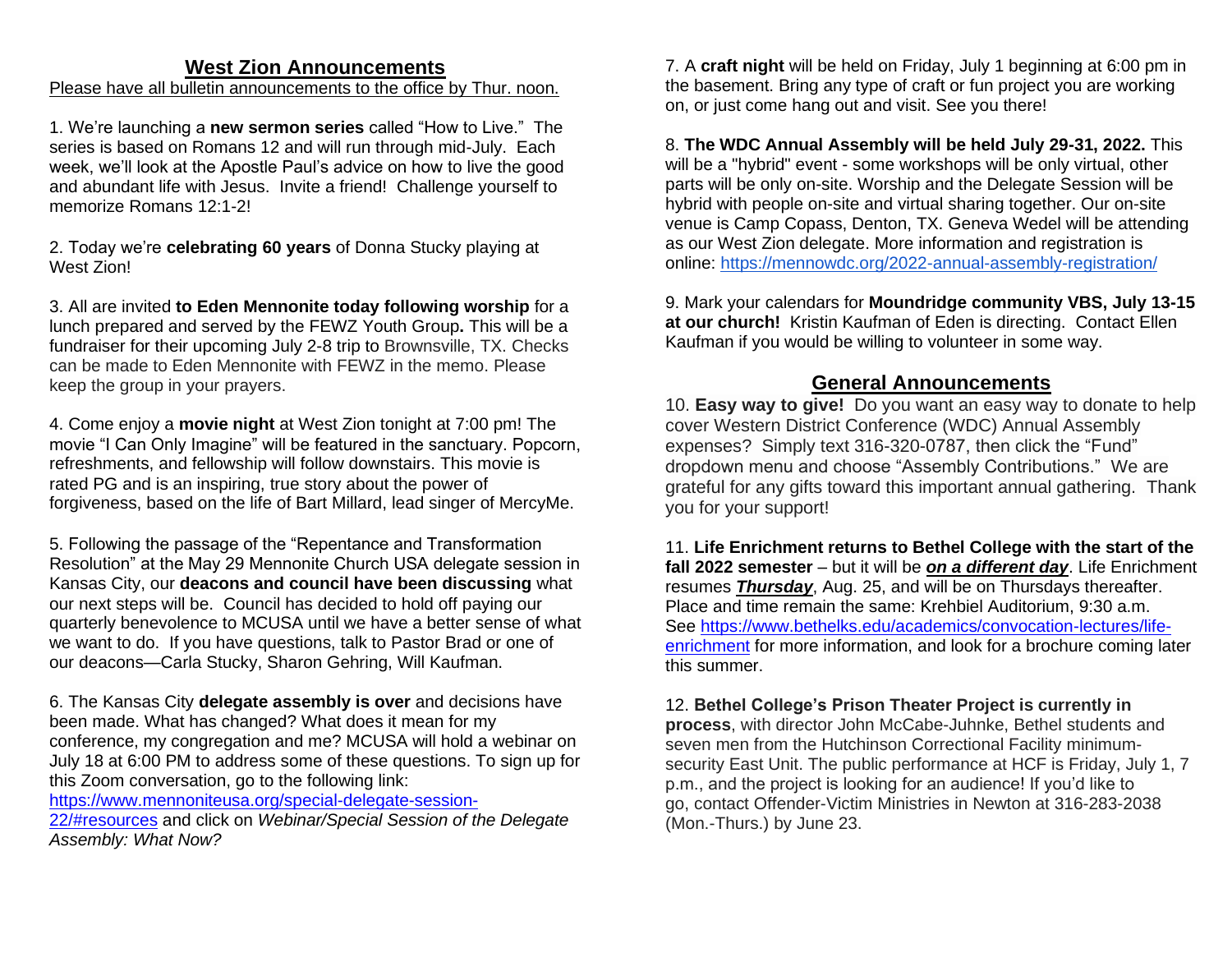## West Zion Announcements

Please have all bulletin announcements to the office by Thur. noon.

1. We're launching a **new sermon series** called "How to Live." The series is based on Romans 12 and will run through mid-July. Each week, we'll look at the Apostle Paul's advice on how to live the good and abundant life with Jesus. Invite a friend! Challenge yourself to memorize Romans 12:1-2!

2. Today we're **celebrating 60 years** of Donna Stucky playing at West Zion!

3. All are invited **to Eden Mennonite today following worship** for a lunch prepared and served by the FEWZ Youth Group**.** This will be a fundraiser for their upcoming July 2-8 trip to Brownsville, TX. Checks can be made to Eden Mennonite with FEWZ in the memo. Please keep the group in your prayers.

4. Come enjoy a **movie night** at West Zion tonight at 7:00 pm! The movie "I Can Only Imagine" will be featured in the sanctuary. Popcorn, refreshments, and fellowship will follow downstairs. This movie is rated PG and is an inspiring, true story about the power of forgiveness, based on the life of Bart Millard, lead singer of MercyMe.

5. Following the passage of the "Repentance and Transformation Resolution" at the May 29 Mennonite Church USA delegate session in Kansas City, our **deacons and council have been discussing** what our next steps will be. Council has decided to hold off paying our quarterly benevolence to MCUSA until we have a better sense of what we want to do. If you have questions, talk to Pastor Brad or one of our deacons—Carla Stucky, Sharon Gehring, Will Kaufman.

6. The Kansas City **delegate assembly is over** and decisions have been made. What has changed? What does it mean for my conference, my congregation and me? MCUSA will hold a webinar on July 18 at 6:00 PM to address some of these questions. To sign up for this Zoom conversation, go to the following link: https://www.mennoniteusa.org/special-delegate-session-22/#resources and click on *Webinar/Special Session of the Delegate Assembly: What Now?*

7. A **craft night** will be held on Friday, July 1 beginning at 6:00 pm in the basement. Bring any type of craft or fun project you are working on, or just come hang out and visit. See you there!

8. **The WDC Annual Assembly will be held July 29-31, 2022.** This will be a "hybrid" event - some workshops will be only virtual, other parts will be only on-site. Worship and the Delegate Session will be hybrid with people on-site and virtual sharing together. Our on-site venue is Camp Copass, Denton, TX. Geneva Wedel will be attending as our West Zion delegate. More information and registration is online: https://mennowdc.org/2022-annual-assembly-registration/

9. Mark your calendars for **Moundridge community VBS, July 13-15 at our church!** Kristin Kaufman of Eden is directing. Contact Ellen Kaufman if you would be willing to volunteer in some way.

## General Announcements

10. **Easy way to give!** Do you want an easy way to donate to help cover Western District Conference (WDC) Annual Assembly expenses? Simply text 316-320-0787, then click the "Fund" dropdown menu and choose "Assembly Contributions." We are grateful for any gifts toward this important annual gathering. Thank you for your support!

11. **Life Enrichment returns to Bethel College with the start of the fall 2022 semester** – but it will be ***on a different day***. Life Enrichment resumes ***Thursday***, Aug. 25, and will be on Thursdays thereafter. Place and time remain the same: Krehbiel Auditorium, 9:30 a.m. See https://www.bethelks.edu/academics/convocation-lectures/life-enrichment for more information, and look for a brochure coming later this summer.

12. **Bethel College's Prison Theater Project is currently in process**, with director John McCabe-Juhnke, Bethel students and seven men from the Hutchinson Correctional Facility minimum-security East Unit. The public performance at HCF is Friday, July 1, 7 p.m., and the project is looking for an audience! If you'd like to go, contact Offender-Victim Ministries in Newton at 316-283-2038 (Mon.-Thurs.) by June 23.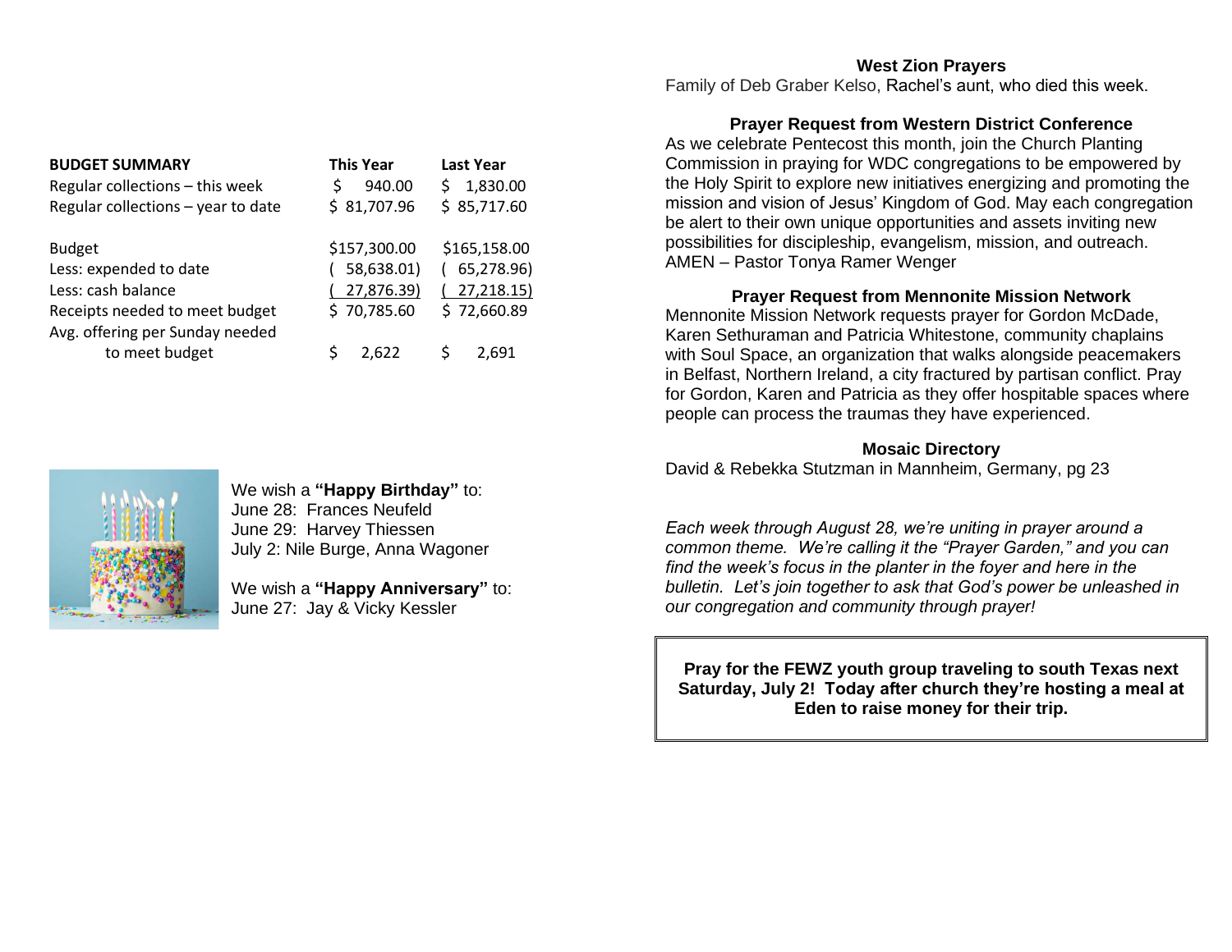| **BUDGET SUMMARY** | **This Year** | **Last Year** |
|---|---|---|
| Regular collections – this week | $ 940.00 | $ 1,830.00 |
| Regular collections – year to date | $ 81,707.96 | $ 85,717.60 |
| | | |
| Budget | $157,300.00 | $165,158.00 |
| Less: expended to date | ( 58,638.01) | ( 65,278.96) |
| Less: cash balance | ( 27,876.39) | ( 27,218.15) |
| Receipts needed to meet budget | $ 70,785.60 | $ 72,660.89 |
| Avg. offering per Sunday needed to meet budget | $ 2,622 | $ 2,691 |

We wish a **"Happy Birthday"** to:
June 28: Frances Neufeld
June 29: Harvey Thiessen
July 2: Nile Burge, Anna Wagoner

We wish a **"Happy Anniversary"** to:
June 27: Jay & Vicky Kessler

### West Zion Prayers

Family of Deb Graber Kelso, Rachel's aunt, who died this week.

### Prayer Request from Western District Conference

As we celebrate Pentecost this month, join the Church Planting Commission in praying for WDC congregations to be empowered by the Holy Spirit to explore new initiatives energizing and promoting the mission and vision of Jesus' Kingdom of God. May each congregation be alert to their own unique opportunities and assets inviting new possibilities for discipleship, evangelism, mission, and outreach. AMEN – Pastor Tonya Ramer Wenger

### Prayer Request from Mennonite Mission Network

Mennonite Mission Network requests prayer for Gordon McDade, Karen Sethuraman and Patricia Whitestone, community chaplains with Soul Space, an organization that walks alongside peacemakers in Belfast, Northern Ireland, a city fractured by partisan conflict. Pray for Gordon, Karen and Patricia as they offer hospitable spaces where people can process the traumas they have experienced.

### Mosaic Directory

David & Rebekka Stutzman in Mannheim, Germany, pg 23

*Each week through August 28, we're uniting in prayer around a common theme. We're calling it the "Prayer Garden," and you can find the week's focus in the planter in the foyer and here in the bulletin. Let's join together to ask that God's power be unleashed in our congregation and community through prayer!*

**Pray for the FEWZ youth group traveling to south Texas next Saturday, July 2! Today after church they're hosting a meal at Eden to raise money for their trip.**